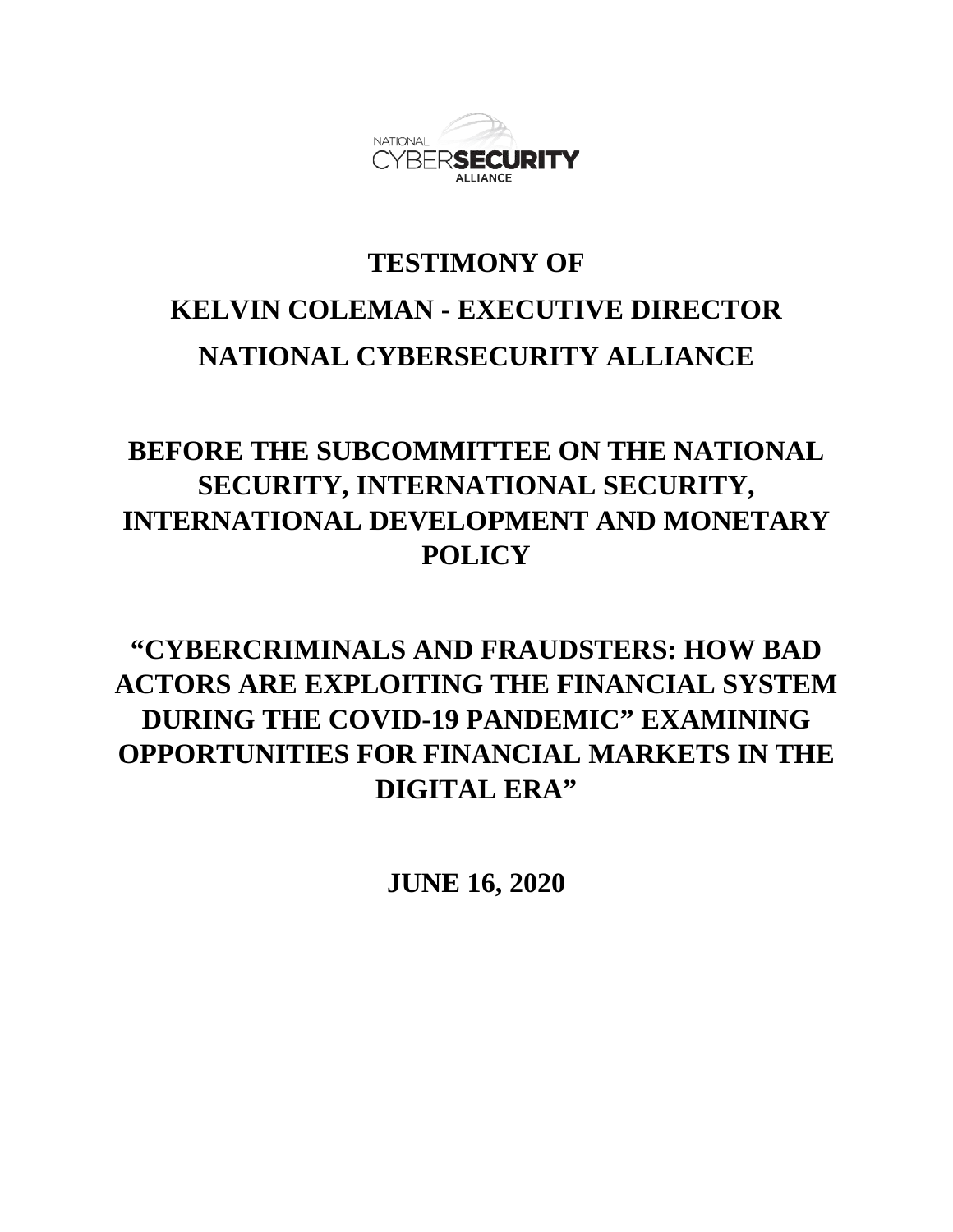NATIONAL CYBERSECURITY ALLIANCE

# TESTIMONY OF

# KELVIN COLEMAN - EXECUTIVE DIRECTOR

# NATIONAL CYBERSECURITY ALLIANCE

## BEFORE THE SUBCOMMITTEE ON THE NATIONAL SECURITY, INTERNATIONAL SECURITY, INTERNATIONAL DEVELOPMENT AND MONETARY POLICY

## "CYBERCRIMINALS AND FRAUDSTERS: HOW BAD ACTORS ARE EXPLOITING THE FINANCIAL SYSTEM DURING THE COVID-19 PANDEMIC" EXAMINING OPPORTUNITIES FOR FINANCIAL MARKETS IN THE DIGITAL ERA"

**JUNE 16, 2020**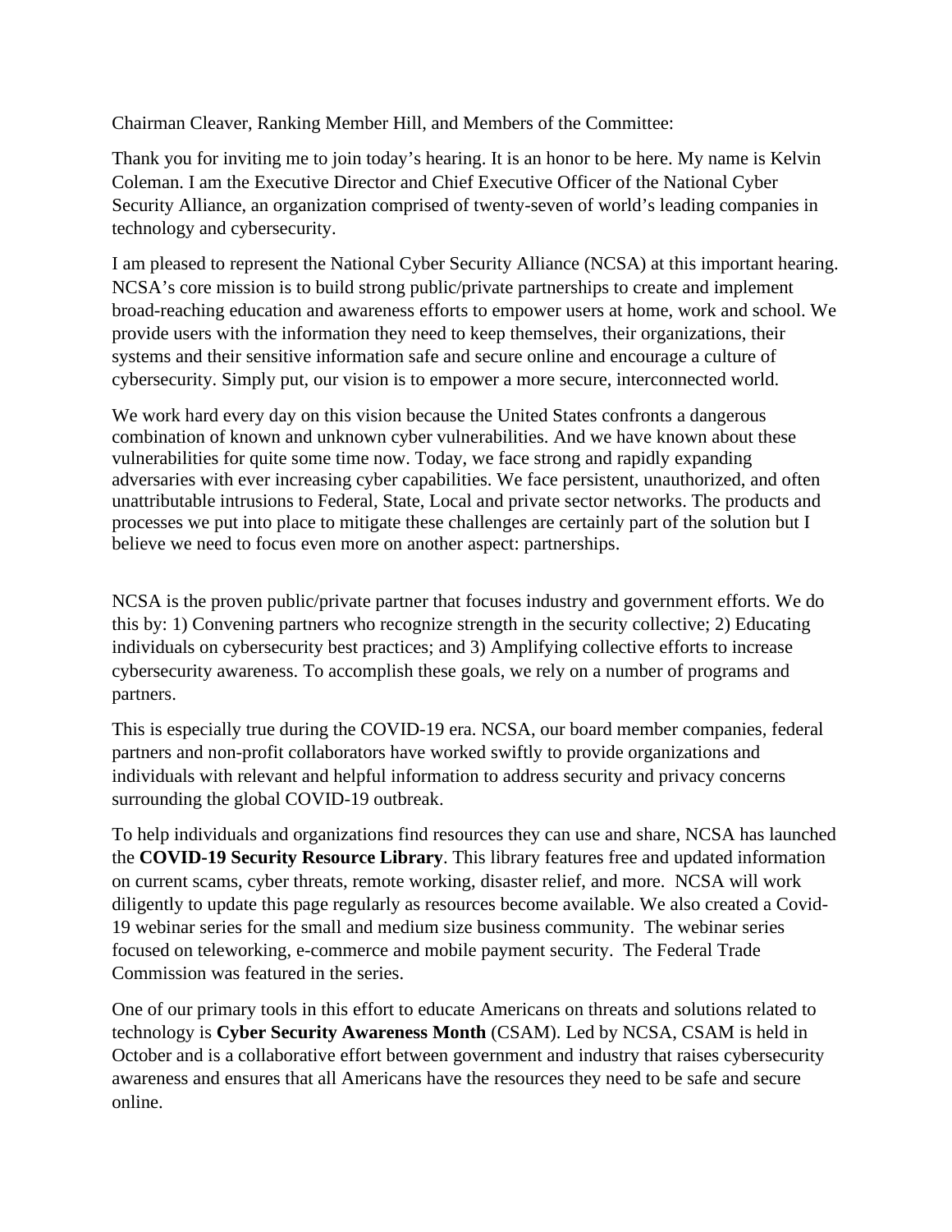Chairman Cleaver, Ranking Member Hill, and Members of the Committee:

Thank you for inviting me to join today's hearing. It is an honor to be here. My name is Kelvin Coleman. I am the Executive Director and Chief Executive Officer of the National Cyber Security Alliance, an organization comprised of twenty-seven of world's leading companies in technology and cybersecurity.

I am pleased to represent the National Cyber Security Alliance (NCSA) at this important hearing. NCSA's core mission is to build strong public/private partnerships to create and implement broad-reaching education and awareness efforts to empower users at home, work and school. We provide users with the information they need to keep themselves, their organizations, their systems and their sensitive information safe and secure online and encourage a culture of cybersecurity. Simply put, our vision is to empower a more secure, interconnected world.

We work hard every day on this vision because the United States confronts a dangerous combination of known and unknown cyber vulnerabilities. And we have known about these vulnerabilities for quite some time now. Today, we face strong and rapidly expanding adversaries with ever increasing cyber capabilities. We face persistent, unauthorized, and often unattributable intrusions to Federal, State, Local and private sector networks. The products and processes we put into place to mitigate these challenges are certainly part of the solution but I believe we need to focus even more on another aspect: partnerships.

NCSA is the proven public/private partner that focuses industry and government efforts. We do this by: 1) Convening partners who recognize strength in the security collective; 2) Educating individuals on cybersecurity best practices; and 3) Amplifying collective efforts to increase cybersecurity awareness. To accomplish these goals, we rely on a number of programs and partners.

This is especially true during the COVID-19 era. NCSA, our board member companies, federal partners and non-profit collaborators have worked swiftly to provide organizations and individuals with relevant and helpful information to address security and privacy concerns surrounding the global COVID-19 outbreak.

To help individuals and organizations find resources they can use and share, NCSA has launched the **COVID-19 Security Resource Library**. This library features free and updated information on current scams, cyber threats, remote working, disaster relief, and more. NCSA will work diligently to update this page regularly as resources become available. We also created a Covid-19 webinar series for the small and medium size business community. The webinar series focused on teleworking, e-commerce and mobile payment security. The Federal Trade Commission was featured in the series.

One of our primary tools in this effort to educate Americans on threats and solutions related to technology is **Cyber Security Awareness Month** (CSAM). Led by NCSA, CSAM is held in October and is a collaborative effort between government and industry that raises cybersecurity awareness and ensures that all Americans have the resources they need to be safe and secure online.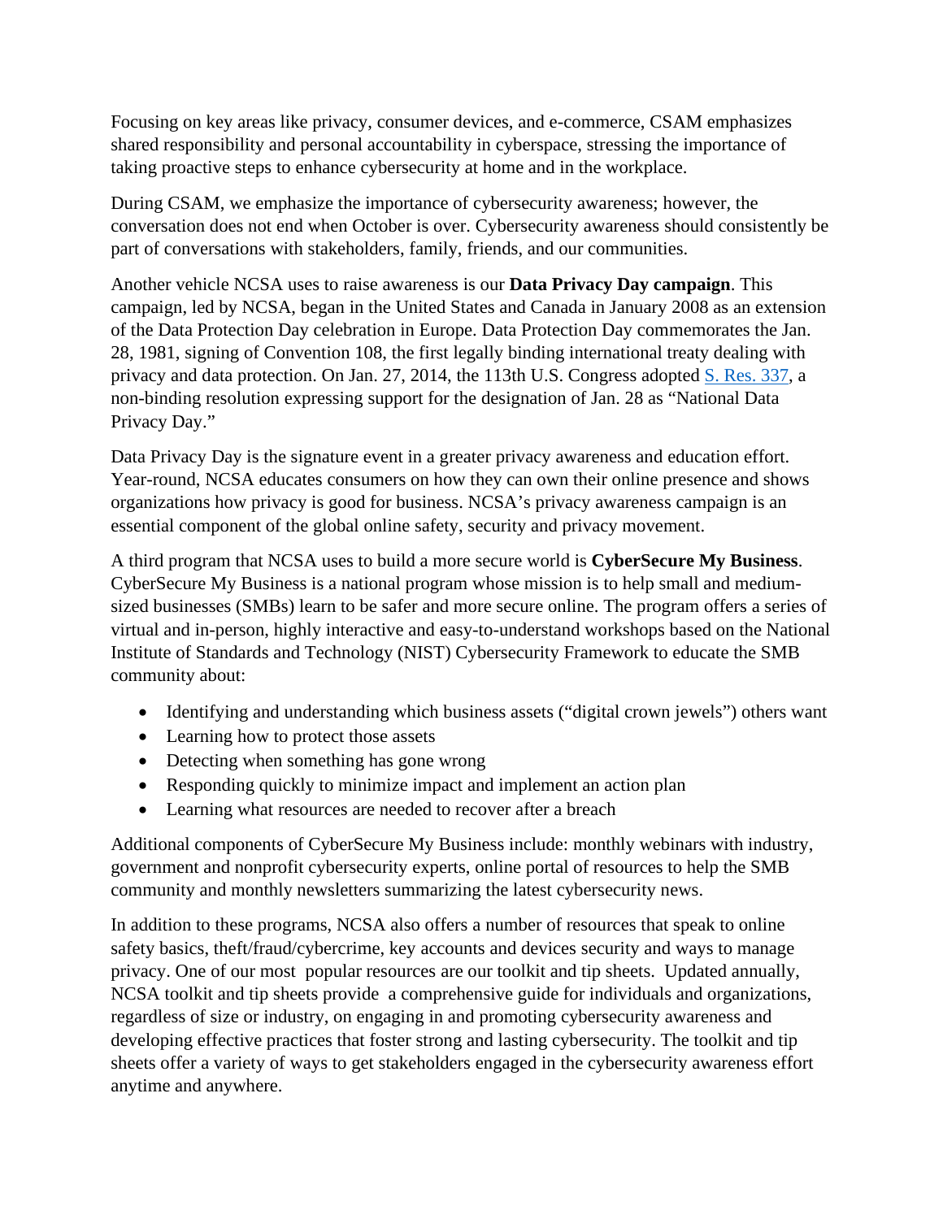Focusing on key areas like privacy, consumer devices, and e-commerce, CSAM emphasizes shared responsibility and personal accountability in cyberspace, stressing the importance of taking proactive steps to enhance cybersecurity at home and in the workplace.

During CSAM, we emphasize the importance of cybersecurity awareness; however, the conversation does not end when October is over. Cybersecurity awareness should consistently be part of conversations with stakeholders, family, friends, and our communities.

Another vehicle NCSA uses to raise awareness is our **Data Privacy Day campaign**. This campaign, led by NCSA, began in the United States and Canada in January 2008 as an extension of the Data Protection Day celebration in Europe. Data Protection Day commemorates the Jan. 28, 1981, signing of Convention 108, the first legally binding international treaty dealing with privacy and data protection. On Jan. 27, 2014, the 113th U.S. Congress adopted [S. Res. 337](), a non-binding resolution expressing support for the designation of Jan. 28 as "National Data Privacy Day."

Data Privacy Day is the signature event in a greater privacy awareness and education effort. Year-round, NCSA educates consumers on how they can own their online presence and shows organizations how privacy is good for business. NCSA's privacy awareness campaign is an essential component of the global online safety, security and privacy movement.

A third program that NCSA uses to build a more secure world is **CyberSecure My Business**. CyberSecure My Business is a national program whose mission is to help small and medium-sized businesses (SMBs) learn to be safer and more secure online. The program offers a series of virtual and in-person, highly interactive and easy-to-understand workshops based on the National Institute of Standards and Technology (NIST) Cybersecurity Framework to educate the SMB community about:

- Identifying and understanding which business assets ("digital crown jewels") others want
- Learning how to protect those assets
- Detecting when something has gone wrong
- Responding quickly to minimize impact and implement an action plan
- Learning what resources are needed to recover after a breach

Additional components of CyberSecure My Business include: monthly webinars with industry, government and nonprofit cybersecurity experts, online portal of resources to help the SMB community and monthly newsletters summarizing the latest cybersecurity news.

In addition to these programs, NCSA also offers a number of resources that speak to online safety basics, theft/fraud/cybercrime, key accounts and devices security and ways to manage privacy. One of our most popular resources are our toolkit and tip sheets. Updated annually, NCSA toolkit and tip sheets provide a comprehensive guide for individuals and organizations, regardless of size or industry, on engaging in and promoting cybersecurity awareness and developing effective practices that foster strong and lasting cybersecurity. The toolkit and tip sheets offer a variety of ways to get stakeholders engaged in the cybersecurity awareness effort anytime and anywhere.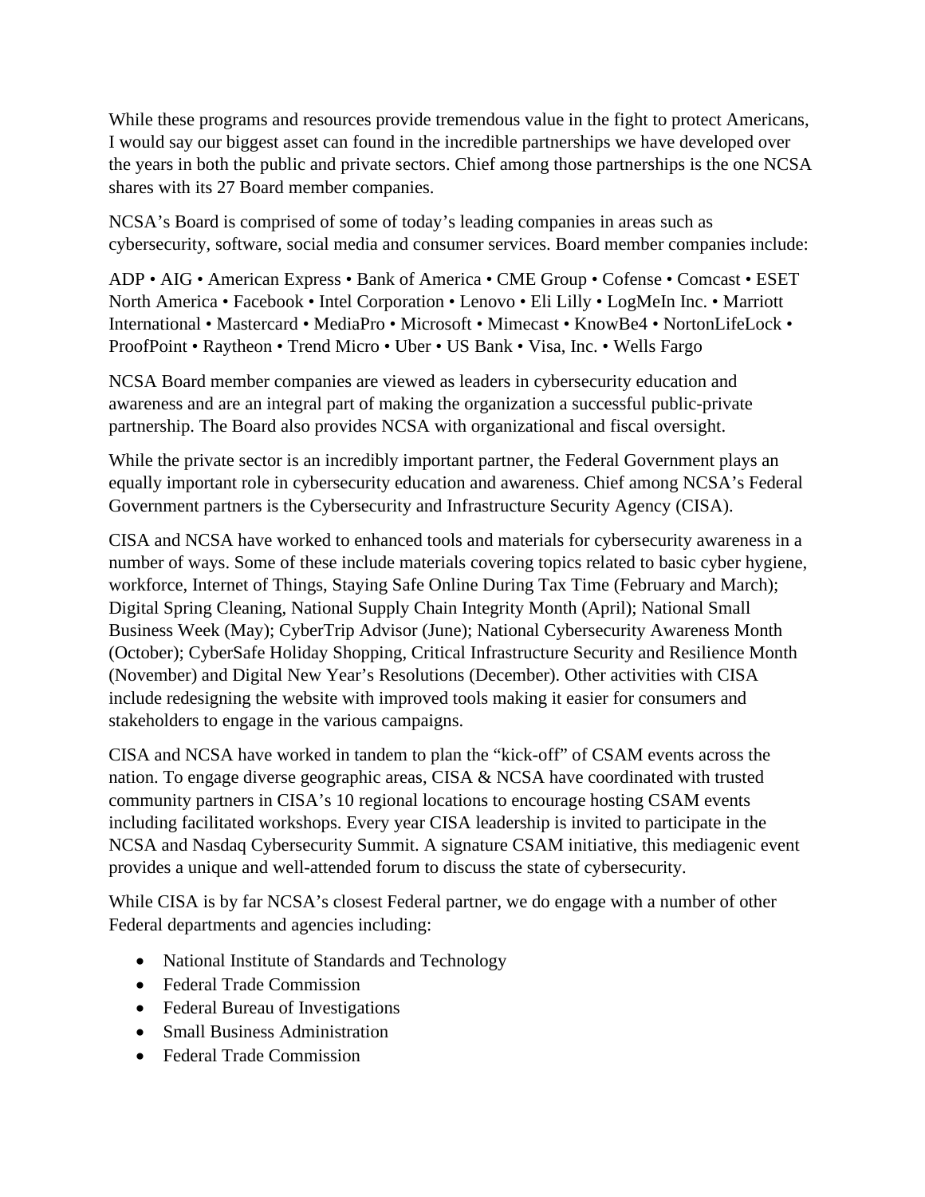While these programs and resources provide tremendous value in the fight to protect Americans, I would say our biggest asset can found in the incredible partnerships we have developed over the years in both the public and private sectors. Chief among those partnerships is the one NCSA shares with its 27 Board member companies.

NCSA's Board is comprised of some of today's leading companies in areas such as cybersecurity, software, social media and consumer services. Board member companies include:

ADP • AIG • American Express • Bank of America • CME Group • Cofense • Comcast • ESET North America • Facebook • Intel Corporation • Lenovo • Eli Lilly • LogMeIn Inc. • Marriott International • Mastercard • MediaPro • Microsoft • Mimecast • KnowBe4 • NortonLifeLock • ProofPoint • Raytheon • Trend Micro • Uber • US Bank • Visa, Inc. • Wells Fargo

NCSA Board member companies are viewed as leaders in cybersecurity education and awareness and are an integral part of making the organization a successful public-private partnership. The Board also provides NCSA with organizational and fiscal oversight.

While the private sector is an incredibly important partner, the Federal Government plays an equally important role in cybersecurity education and awareness. Chief among NCSA's Federal Government partners is the Cybersecurity and Infrastructure Security Agency (CISA).

CISA and NCSA have worked to enhanced tools and materials for cybersecurity awareness in a number of ways. Some of these include materials covering topics related to basic cyber hygiene, workforce, Internet of Things, Staying Safe Online During Tax Time (February and March); Digital Spring Cleaning, National Supply Chain Integrity Month (April); National Small Business Week (May); CyberTrip Advisor (June); National Cybersecurity Awareness Month (October); CyberSafe Holiday Shopping, Critical Infrastructure Security and Resilience Month (November) and Digital New Year's Resolutions (December). Other activities with CISA include redesigning the website with improved tools making it easier for consumers and stakeholders to engage in the various campaigns.

CISA and NCSA have worked in tandem to plan the "kick-off" of CSAM events across the nation. To engage diverse geographic areas, CISA & NCSA have coordinated with trusted community partners in CISA's 10 regional locations to encourage hosting CSAM events including facilitated workshops. Every year CISA leadership is invited to participate in the NCSA and Nasdaq Cybersecurity Summit. A signature CSAM initiative, this mediagenic event provides a unique and well-attended forum to discuss the state of cybersecurity.

While CISA is by far NCSA's closest Federal partner, we do engage with a number of other Federal departments and agencies including:

- National Institute of Standards and Technology
- Federal Trade Commission
- Federal Bureau of Investigations
- Small Business Administration
- Federal Trade Commission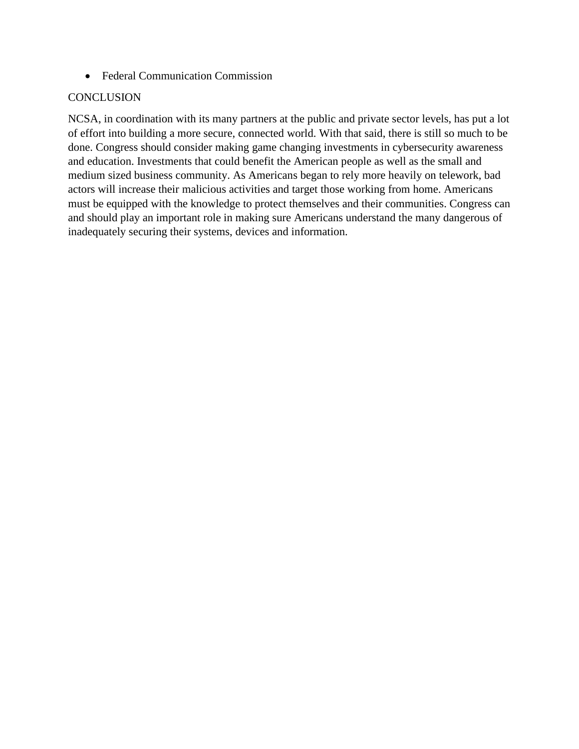- Federal Communication Commission

CONCLUSION

NCSA, in coordination with its many partners at the public and private sector levels, has put a lot of effort into building a more secure, connected world. With that said, there is still so much to be done. Congress should consider making game changing investments in cybersecurity awareness and education. Investments that could benefit the American people as well as the small and medium sized business community. As Americans began to rely more heavily on telework, bad actors will increase their malicious activities and target those working from home. Americans must be equipped with the knowledge to protect themselves and their communities. Congress can and should play an important role in making sure Americans understand the many dangerous of inadequately securing their systems, devices and information.